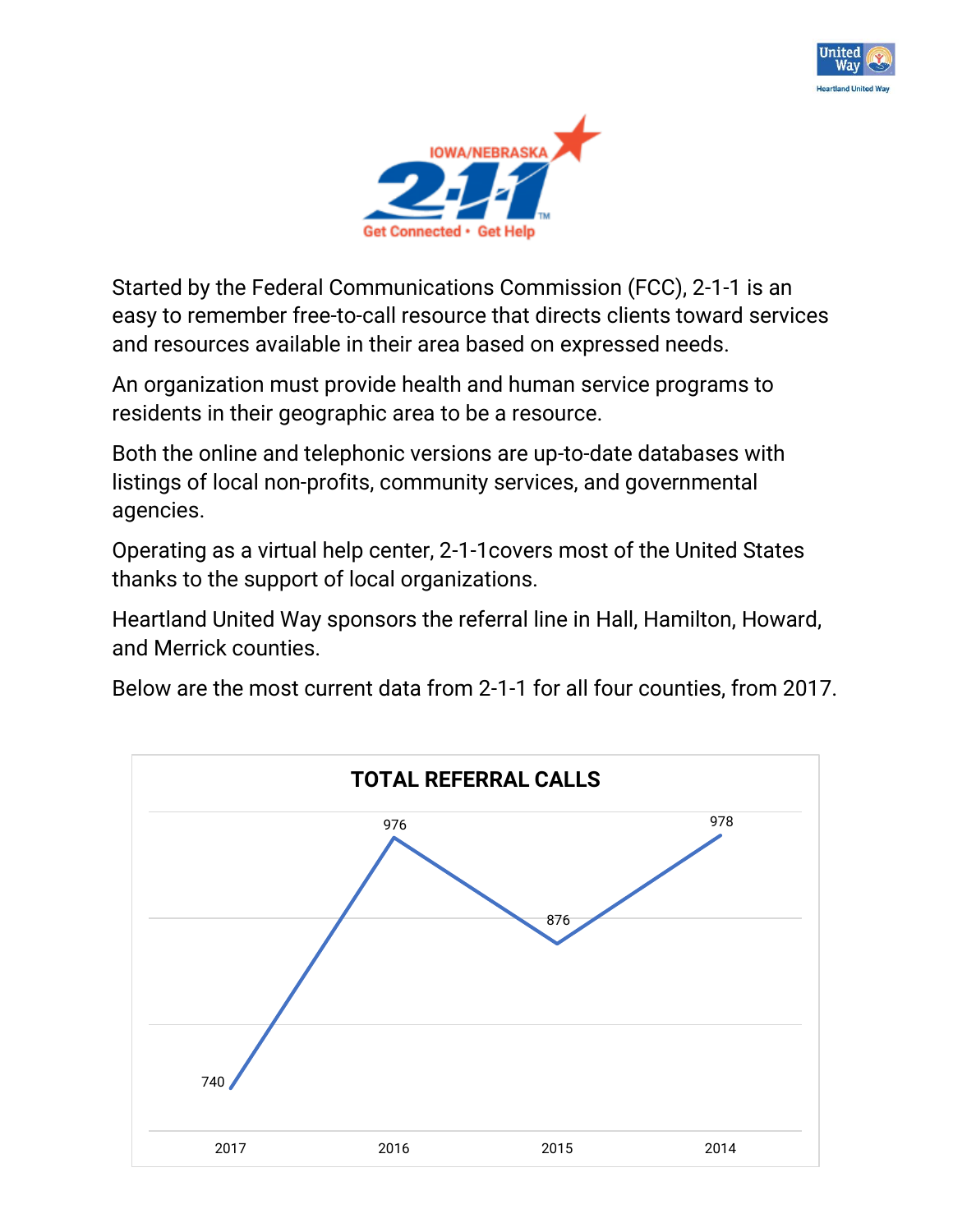Started by the Federal Communications Commission (FCC), 2-1-1 is an easy to remember free-to-call resource that directs clients toward services and resources available in their area based on expressed needs.

An organization must provide health and human service programs to residents in their geographic area to be a resource.

Both the online and telephonic versions are up-to-date databases with listings of local non-profits, community services, and governmental agencies.

Operating as a virtual help center, 2-1-1covers most of the United States thanks to the support of local organizations.

Heartland United Way sponsors the referral line in Hall, Hamilton, Howard, and Merrick counties.

Below are the most current data from 2-1-1 for all four counties, from 2017.

**TOTAL REFERRAL CALLS**

| Year | Calls |
|---|---|
| 2017 | 740 |
| 2016 | 976 |
| 2015 | 876 |
| 2014 | 978 |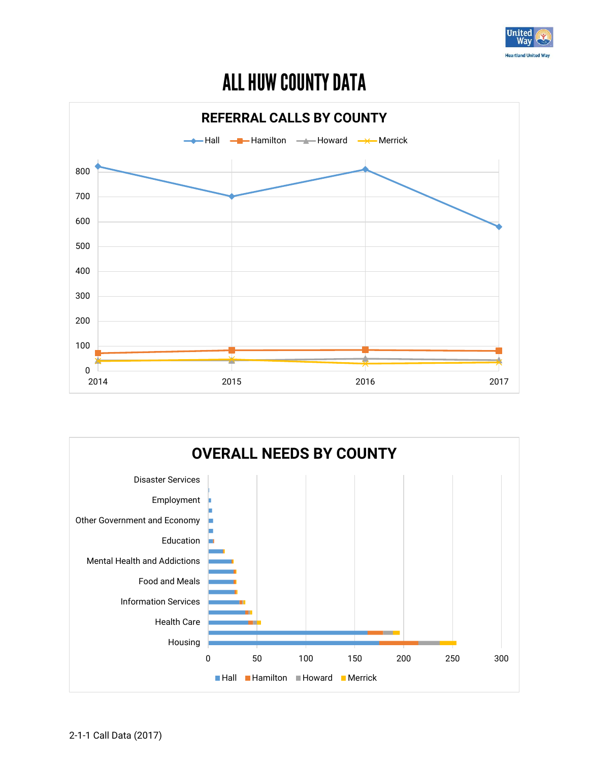# ALL HUW COUNTY DATA

## REFERRAL CALLS BY COUNTY

Hall | Hamilton | Howard | Merrick

800
700
600
500
400
300
200
100
0

2014 2015 2016 2017

## OVERALL NEEDS BY COUNTY

Disaster Services
Employment
Other Government and Economy
Education
Mental Health and Addictions
Food and Meals
Information Services
Health Care
Housing

0 50 100 150 200 250 300

Hall | Hamilton | Howard | Merrick

2-1-1 Call Data (2017)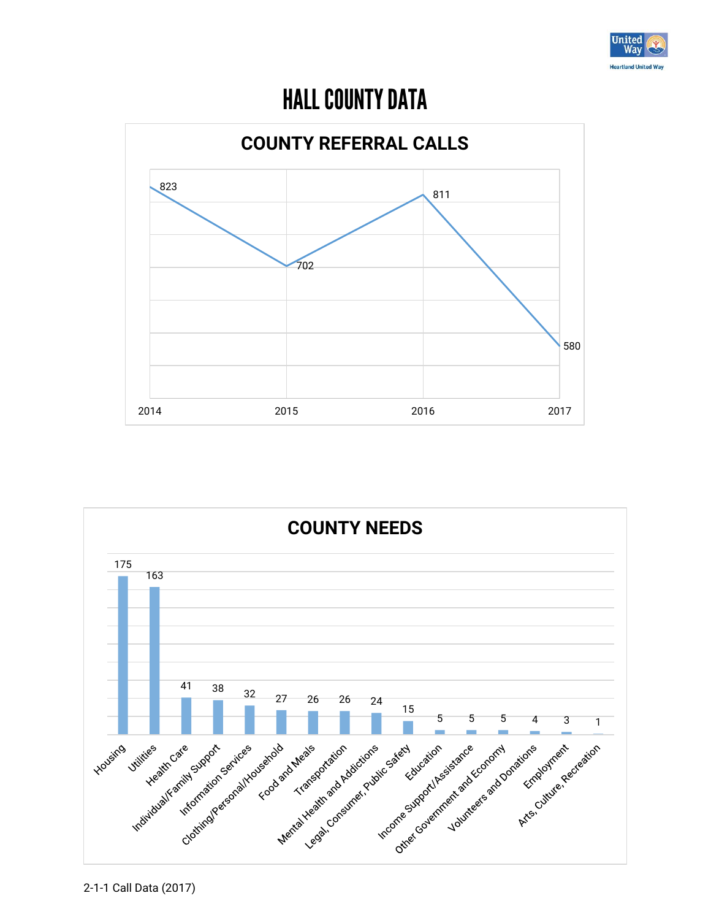# HALL COUNTY DATA

## COUNTY REFERRAL CALLS

| Year | Calls |
|---|---|
| 2014 | 823 |
| 2015 | 702 |
| 2016 | 811 |
| 2017 | 580 |

## COUNTY NEEDS

| Need | Count |
|---|---|
| Housing | 175 |
| Utilities | 163 |
| Health Care | 41 |
| Individual/Family Support | 38 |
| Information Services | 32 |
| Clothing/Personal/Household | 27 |
| Food and Meals | 26 |
| Transportation | 26 |
| Mental Health and Addictions | 24 |
| Legal, Consumer, Public Safety | 15 |
| Education | 5 |
| Income Support/Assistance | 5 |
| Other Government and Economy | 5 |
| Volunteers and Donations | 4 |
| Employment | 3 |
| Arts, Culture, Recreation | 1 |

2-1-1 Call Data (2017)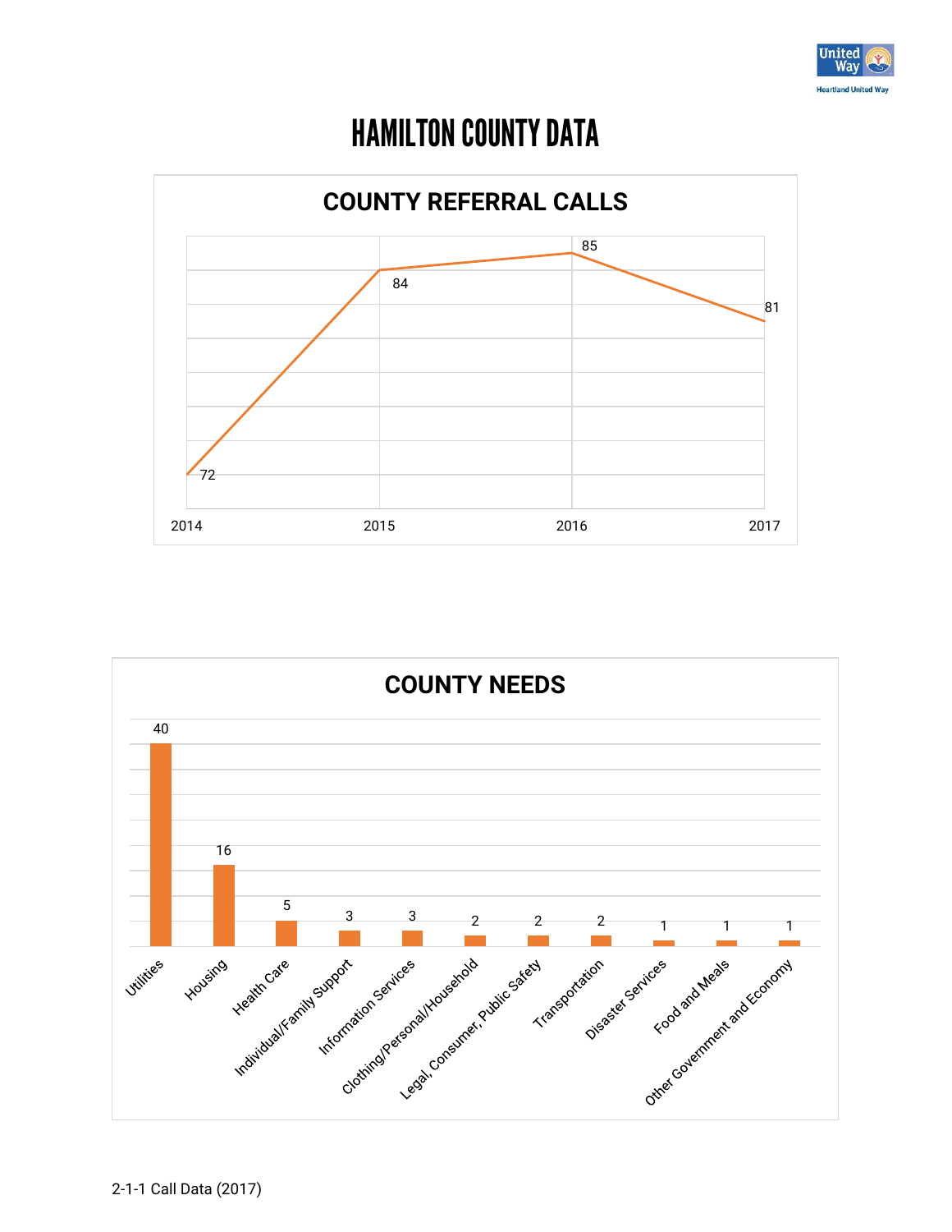# HAMILTON COUNTY DATA

## COUNTY REFERRAL CALLS

| Year | Calls |
|---|---|
| 2014 | 72 |
| 2015 | 84 |
| 2016 | 85 |
| 2017 | 81 |

## COUNTY NEEDS

| Need | Count |
|---|---|
| Utilities | 40 |
| Housing | 16 |
| Health Care | 5 |
| Individual/Family Support | 3 |
| Information Services | 3 |
| Clothing/Personal/Household | 2 |
| Legal, Consumer, Public Safety | 2 |
| Transportation | 2 |
| Disaster Services | 1 |
| Food and Meals | 1 |
| Other Government and Economy | 1 |

2-1-1 Call Data (2017)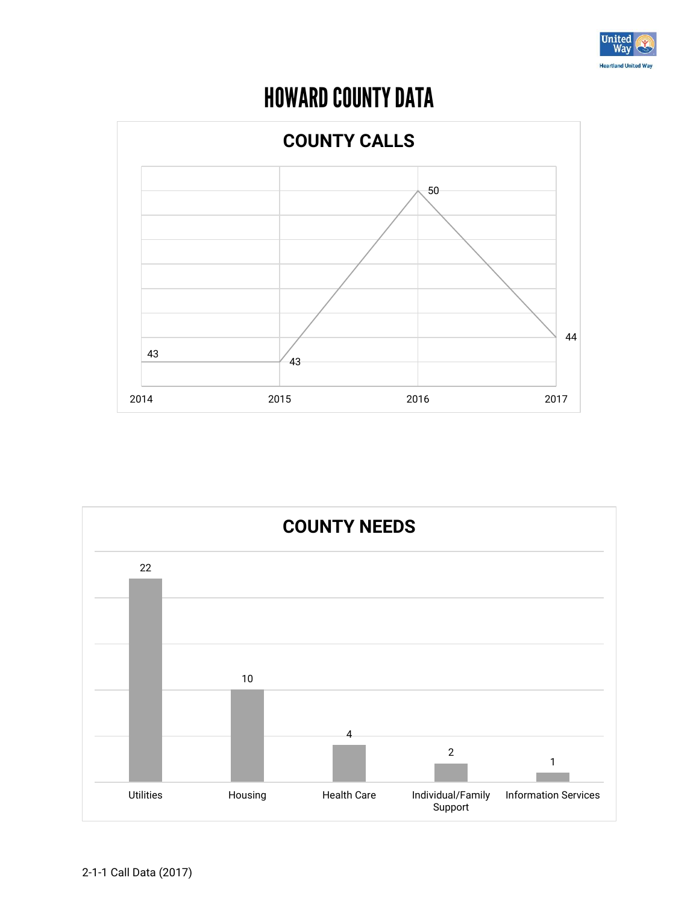# HOWARD COUNTY DATA

## COUNTY CALLS

| Year | Calls |
|---|---|
| 2014 | 43 |
| 2015 | 43 |
| 2016 | 50 |
| 2017 | 44 |

## COUNTY NEEDS

| Need | Count |
|---|---|
| Utilities | 22 |
| Housing | 10 |
| Health Care | 4 |
| Individual/Family Support | 2 |
| Information Services | 1 |

2-1-1 Call Data (2017)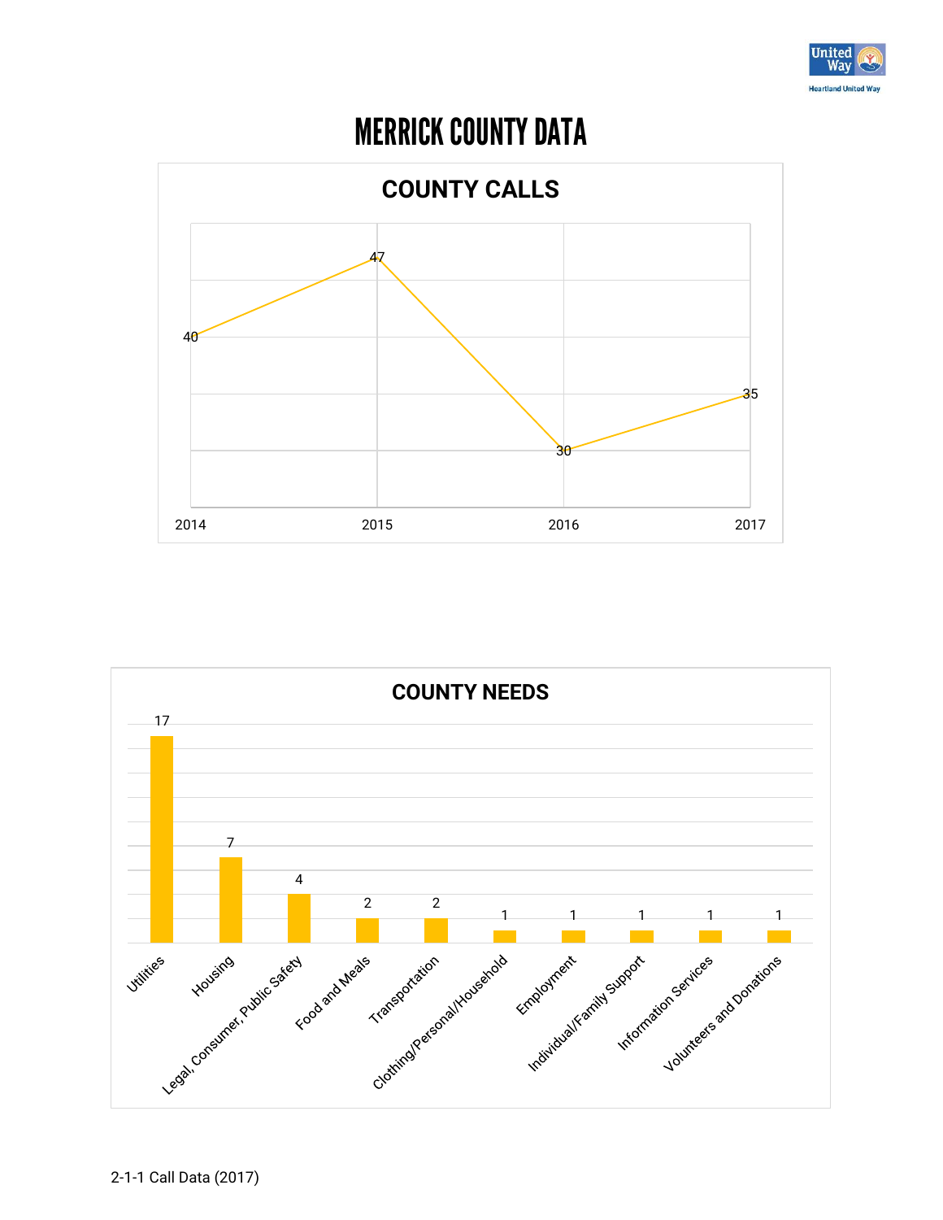# MERRICK COUNTY DATA

## COUNTY CALLS

47
40
35
30

2014
2015
2016
2017

## COUNTY NEEDS

17
7
4
2
2
1
1
1
1
1

Utilities
Housing
Legal, Consumer, Public Safety
Food and Meals
Transportation
Clothing/Personal/Household
Employment
Individual/Family Support
Information Services
Volunteers and Donations

2-1-1 Call Data (2017)